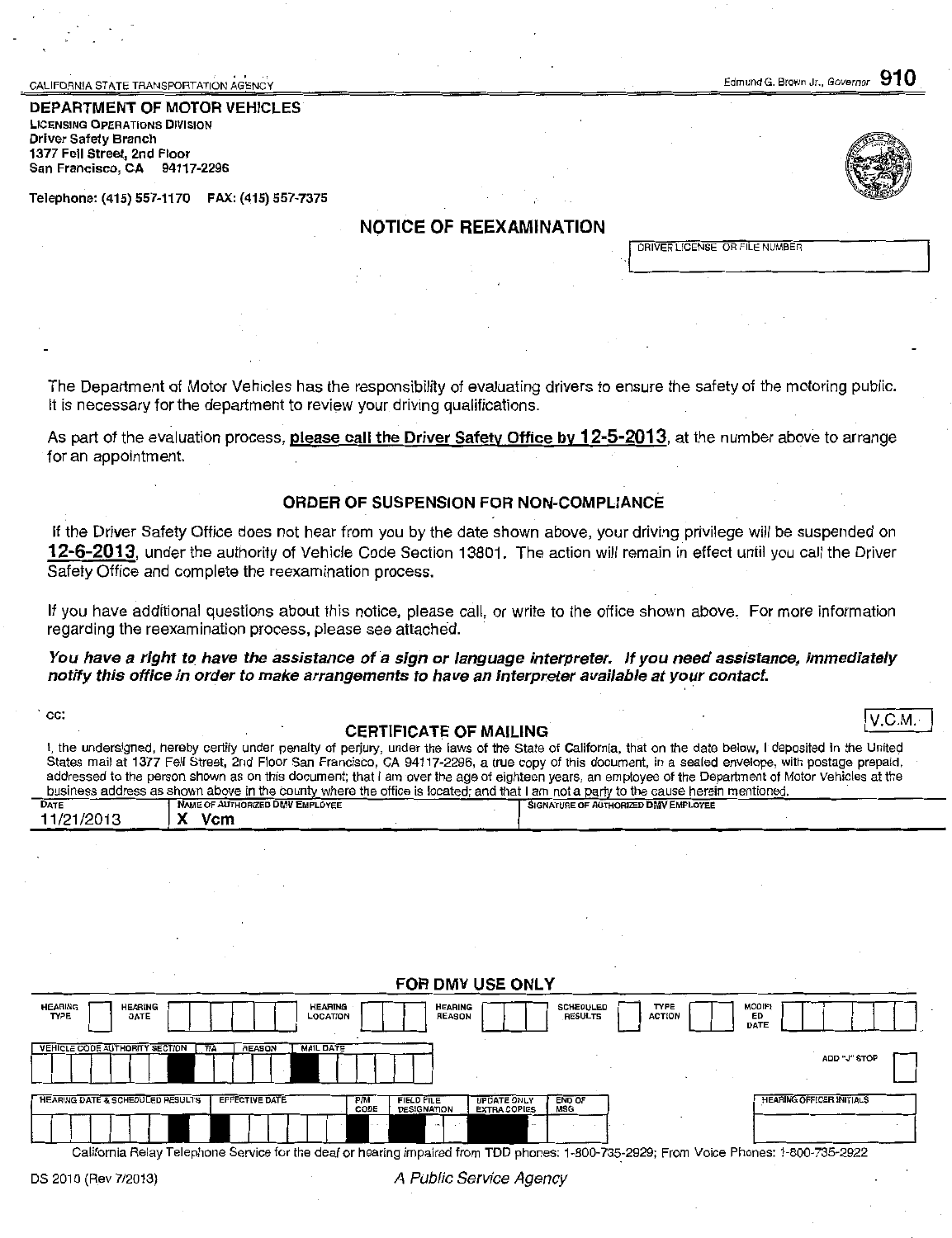CALIFORNIA STATE TRANSPORTATION AGENCY

Edmund G. Brown Jr., Governor **910**

**DEPARTMENT OF MOTOR VEHICLES**
**LICENSING OPERATIONS DIVISION**
**Driver Safety Branch**
**1377 Fell Street, 2nd Floor**
**San Francisco, CA 94117-2296**

**Telephone: (415) 557-1170 FAX: (415) 557-7375**

## NOTICE OF REEXAMINATION

| DRIVER LICENSE OR FILE NUMBER |
|---|
| |

The Department of Motor Vehicles has the responsibility of evaluating drivers to ensure the safety of the motoring public. It is necessary for the department to review your driving qualifications.

As part of the evaluation process, **please call the Driver Safety Office by 12-5-2013**, at the number above to arrange for an appointment.

### ORDER OF SUSPENSION FOR NON-COMPLIANCE

If the Driver Safety Office does not hear from you by the date shown above, your driving privilege will be suspended on **12-6-2013**, under the authority of Vehicle Code Section 13801. The action will remain in effect until you call the Driver Safety Office and complete the reexamination process.

If you have additional questions about this notice, please call, or write to the office shown above. For more information regarding the reexamination process, please see attached.

***You have a right to have the assistance of a sign or language interpreter. If you need assistance, immediately notify this office in order to make arrangements to have an interpreter available at your contact.***

cc:

V.C.M.

### CERTIFICATE OF MAILING

I, the undersigned, hereby certify under penalty of perjury, under the laws of the State of California, that on the date below, I deposited in the United States mail at 1377 Fell Street, 2nd Floor San Francisco, CA 94117-2296, a true copy of this document, in a sealed envelope, with postage prepaid, addressed to the person shown as on this document; that I am over the age of eighteen years, an employee of the Department of Motor Vehicles at the business address as shown above in the county where the office is located; and that I am not a party to the cause herein mentioned.

| DATE | NAME OF AUTHORIZED DMV EMPLOYEE | SIGNATURE OF AUTHORIZED DMV EMPLOYEE |
|---|---|---|
| 11/21/2013 | X Vcm | |

### FOR DMV USE ONLY

| HEARING TYPE | HEARING DATE | HEARING LOCATION | HEARING REASON | SCHEDULED RESULTS | TYPE ACTION | MODIFIED DATE |
|---|---|---|---|---|---|---|
| | | | | | | |

| VEHICLE CODE AUTHORITY SECTION | T/A | REASON | MAIL DATE | ADD "J" STOP |
|---|---|---|---|---|
| | | | | |

| HEARING DATE & SCHEDULED RESULTS | EFFECTIVE DATE | P/M CODE | FIELD FILE DESIGNATION | UPDATE ONLY EXTRA COPIES | END OF MSG | HEARING OFFICER INITIALS |
|---|---|---|---|---|---|---|
| | | | | | | |

California Relay Telephone Service for the deaf or hearing impaired from TDD phones: 1-800-735-2929; From Voice Phones: 1-800-735-2922

DS 2010 (Rev 7/2013)

*A Public Service Agency*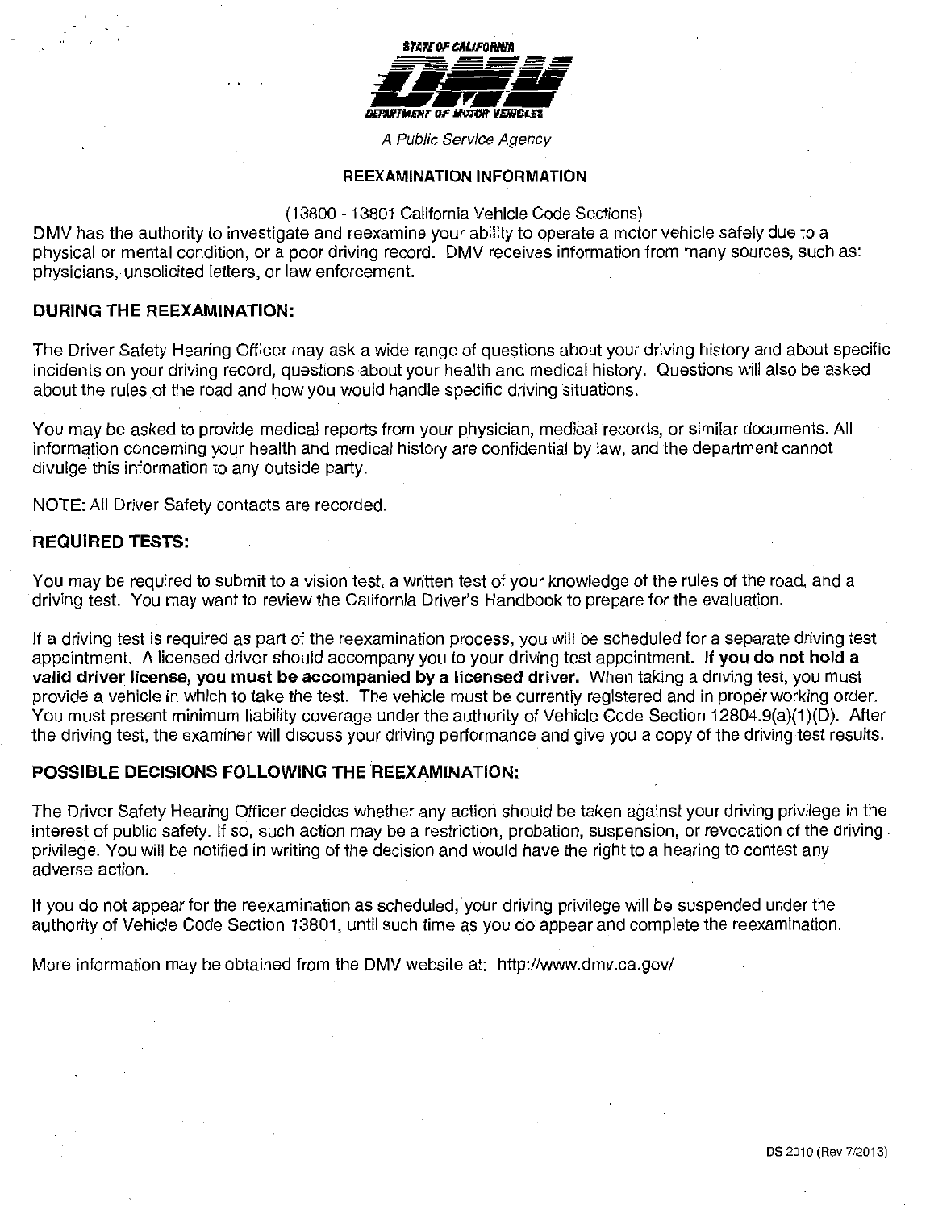STATE OF CALIFORNIA

DMV

DEPARTMENT OF MOTOR VEHICLES

*A Public Service Agency*

## REEXAMINATION INFORMATION

(13800 - 13801 California Vehicle Code Sections)

DMV has the authority to investigate and reexamine your ability to operate a motor vehicle safely due to a physical or mental condition, or a poor driving record. DMV receives information from many sources, such as: physicians, unsolicited letters, or law enforcement.

### DURING THE REEXAMINATION:

The Driver Safety Hearing Officer may ask a wide range of questions about your driving history and about specific incidents on your driving record, questions about your health and medical history. Questions will also be asked about the rules of the road and how you would handle specific driving situations.

You may be asked to provide medical reports from your physician, medical records, or similar documents. All information concerning your health and medical history are confidential by law, and the department cannot divulge this information to any outside party.

NOTE: All Driver Safety contacts are recorded.

### REQUIRED TESTS:

You may be required to submit to a vision test, a written test of your knowledge of the rules of the road, and a driving test. You may want to review the California Driver's Handbook to prepare for the evaluation.

If a driving test is required as part of the reexamination process, you will be scheduled for a separate driving test appointment. A licensed driver should accompany you to your driving test appointment. **If you do not hold a valid driver license, you must be accompanied by a licensed driver.** When taking a driving test, you must provide a vehicle in which to take the test. The vehicle must be currently registered and in proper working order. You must present minimum liability coverage under the authority of Vehicle Code Section 12804.9(a)(1)(D). After the driving test, the examiner will discuss your driving performance and give you a copy of the driving test results.

### POSSIBLE DECISIONS FOLLOWING THE REEXAMINATION:

The Driver Safety Hearing Officer decides whether any action should be taken against your driving privilege in the interest of public safety. If so, such action may be a restriction, probation, suspension, or revocation of the driving privilege. You will be notified in writing of the decision and would have the right to a hearing to contest any adverse action.

If you do not appear for the reexamination as scheduled, your driving privilege will be suspended under the authority of Vehicle Code Section 13801, until such time as you do appear and complete the reexamination.

More information may be obtained from the DMV website at: http://www.dmv.ca.gov/

DS 2010 (Rev 7/2013)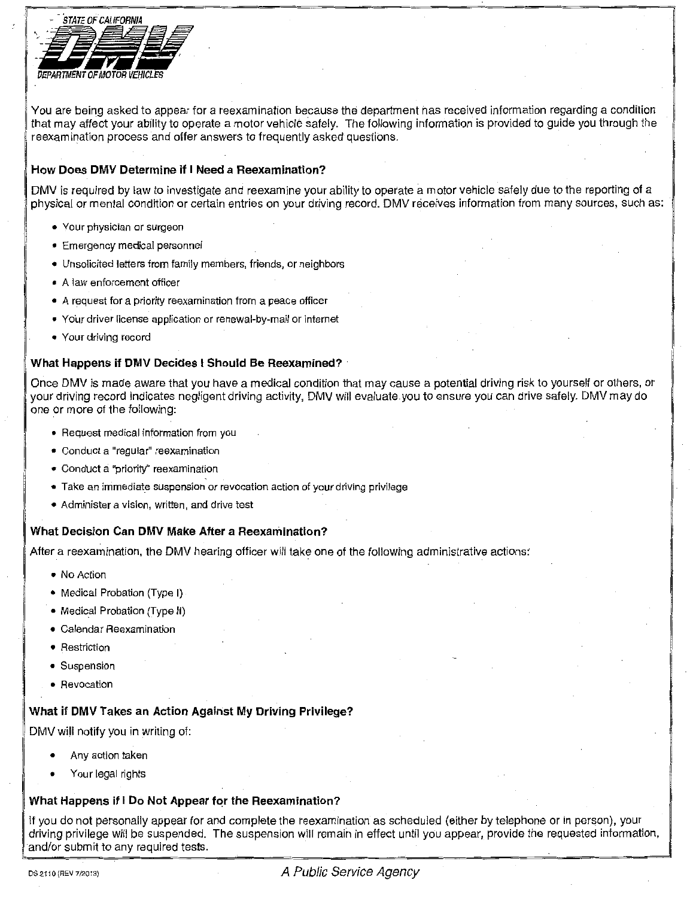STATE OF CALIFORNIA

DMV

DEPARTMENT OF MOTOR VEHICLES

You are being asked to appear for a reexamination because the department has received information regarding a condition that may affect your ability to operate a motor vehicle safely. The following information is provided to guide you through the reexamination process and offer answers to frequently asked questions.

### How Does DMV Determine if I Need a Reexamination?

DMV is required by law to investigate and reexamine your ability to operate a motor vehicle safely due to the reporting of a physical or mental condition or certain entries on your driving record. DMV receives information from many sources, such as:

- Your physician or surgeon
- Emergency medical personnel
- Unsolicited letters from family members, friends, or neighbors
- A law enforcement officer
- A request for a priority reexamination from a peace officer
- Your driver license application or renewal-by-mail or internet
- Your driving record

### What Happens if DMV Decides I Should Be Reexamined?

Once DMV is made aware that you have a medical condition that may cause a potential driving risk to yourself or others, or your driving record indicates negligent driving activity, DMV will evaluate you to ensure you can drive safely. DMV may do one or more of the following:

- Request medical information from you
- Conduct a "regular" reexamination
- Conduct a "priority" reexamination
- Take an immediate suspension or revocation action of your driving privilege
- Administer a vision, written, and drive test

### What Decision Can DMV Make After a Reexamination?

After a reexamination, the DMV hearing officer will take one of the following administrative actions:

- No Action
- Medical Probation (Type I)
- Medical Probation (Type II)
- Calendar Reexamination
- Restriction
- Suspension
- Revocation

### What if DMV Takes an Action Against My Driving Privilege?

DMV will notify you in writing of:

- Any action taken
- Your legal rights

### What Happens if I Do Not Appear for the Reexamination?

If you do not personally appear for and complete the reexamination as scheduled (either by telephone or in person), your driving privilege will be suspended. The suspension will remain in effect until you appear, provide the requested information, and/or submit to any required tests.

DS 2110 (REV 7/2013)

*A Public Service Agency*